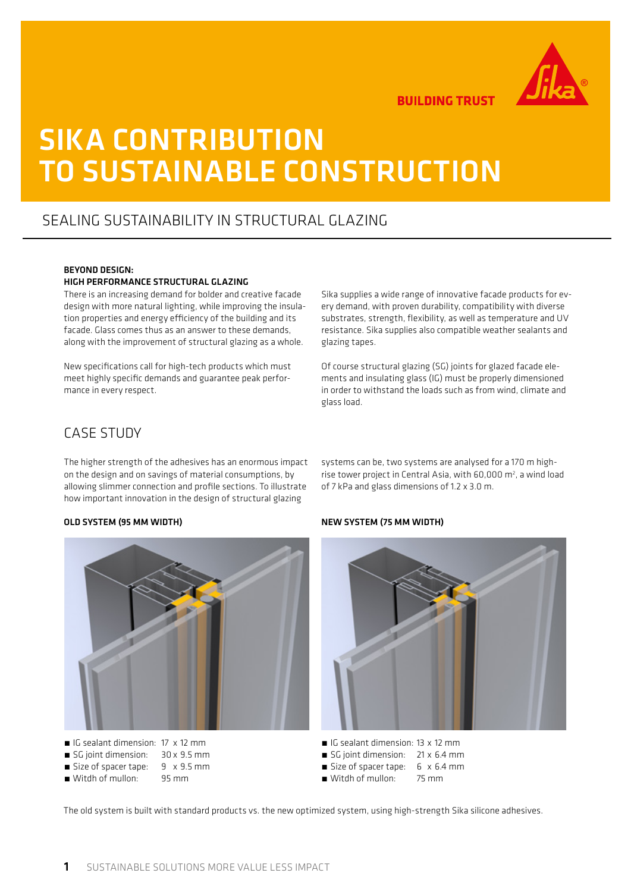BUILDING TRUST

# SIKA CONTRIBUTION TO SUSTAINABLE CONSTRUCTION

## SEALING SUSTAINABILITY IN STRUCTURAL GLAZING

### BEYOND DESIGN: HIGH PERFORMANCE STRUCTURAL GLAZING

There is an increasing demand for bolder and creative facade design with more natural lighting, while improving the insulation properties and energy efficiency of the building and its facade. Glass comes thus as an answer to these demands, along with the improvement of structural glazing as a whole.

New specifications call for high-tech products which must meet highly specific demands and guarantee peak performance in every respect.

Sika supplies a wide range of innovative facade products for every demand, with proven durability, compatibility with diverse substrates, strength, flexibility, as well as temperature and UV resistance. Sika supplies also compatible weather sealants and glazing tapes.

Of course structural glazing (SG) joints for glazed facade elements and insulating glass (IG) must be properly dimensioned in order to withstand the loads such as from wind, climate and glass load.

## CASE STUDY

The higher strength of the adhesives has an enormous impact on the design and on savings of material consumptions, by allowing slimmer connection and profile sections. To illustrate how important innovation in the design of structural glazing systems can be, two systems are analysed for a 170 m high-rise tower project in Central Asia, with 60,000 m², a wind load of 7 kPa and glass dimensions of 1.2 x 3.0 m.

### OLD SYSTEM (95 MM WIDTH)

- IG sealant dimension: 17 x 12 mm
- SG joint dimension: 30 x 9.5 mm
- Size of spacer tape: 9 x 9.5 mm
- Witdh of mullon: 95 mm

### NEW SYSTEM (75 MM WIDTH)

- IG sealant dimension: 13 x 12 mm
- SG joint dimension: 21 x 6.4 mm
- Size of spacer tape: 6 x 6.4 mm
- Witdh of mullon: 75 mm

The old system is built with standard products vs. the new optimized system, using high-strength Sika silicone adhesives.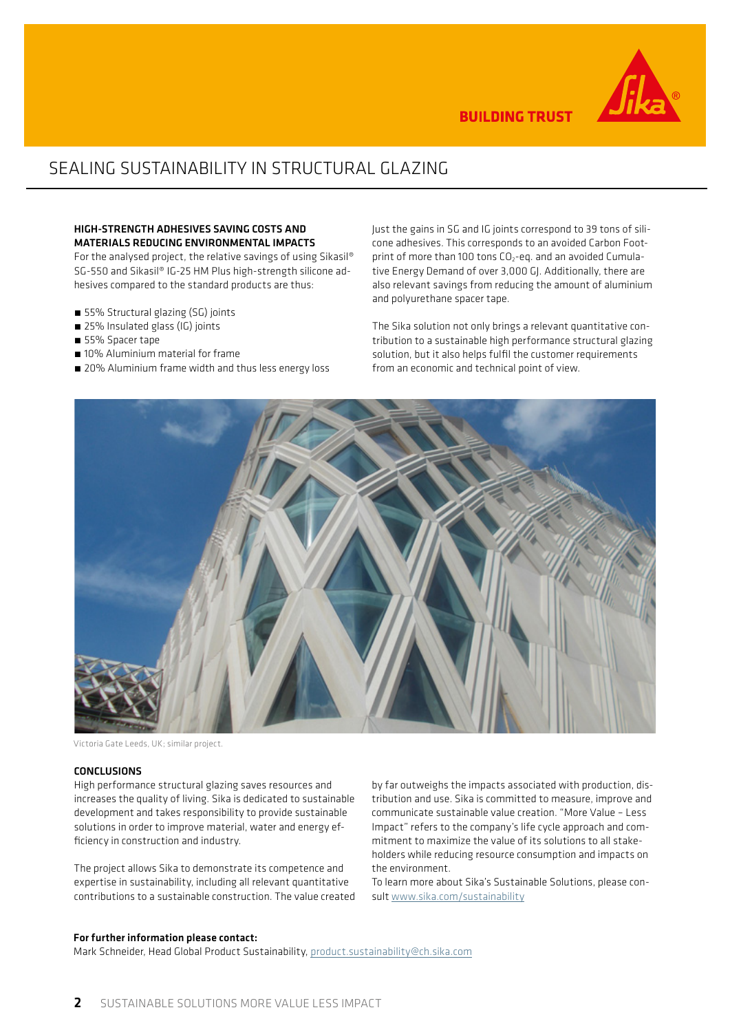# SEALING SUSTAINABILITY IN STRUCTURAL GLAZING

**HIGH-STRENGTH ADHESIVES SAVING COSTS AND MATERIALS REDUCING ENVIRONMENTAL IMPACTS**
For the analysed project, the relative savings of using Sikasil® SG-550 and Sikasil® IG-25 HM Plus high-strength silicone adhesives compared to the standard products are thus:

- 55% Structural glazing (SG) joints
- 25% Insulated glass (IG) joints
- 55% Spacer tape
- 10% Aluminium material for frame
- 20% Aluminium frame width and thus less energy loss

Just the gains in SG and IG joints correspond to 39 tons of silicone adhesives. This corresponds to an avoided Carbon Footprint of more than 100 tons $CO_2$-eq. and an avoided Cumulative Energy Demand of over 3,000 GJ. Additionally, there are also relevant savings from reducing the amount of aluminium and polyurethane spacer tape.

The Sika solution not only brings a relevant quantitative contribution to a sustainable high performance structural glazing solution, but it also helps fulfil the customer requirements from an economic and technical point of view.

Victoria Gate Leeds, UK; similar project.

**CONCLUSIONS**
High performance structural glazing saves resources and increases the quality of living. Sika is dedicated to sustainable development and takes responsibility to provide sustainable solutions in order to improve material, water and energy efficiency in construction and industry.

The project allows Sika to demonstrate its competence and expertise in sustainability, including all relevant quantitative contributions to a sustainable construction. The value created by far outweighs the impacts associated with production, distribution and use. Sika is committed to measure, improve and communicate sustainable value creation. "More Value – Less Impact" refers to the company's life cycle approach and commitment to maximize the value of its solutions to all stakeholders while reducing resource consumption and impacts on the environment.
To learn more about Sika's Sustainable Solutions, please consult www.sika.com/sustainability

**For further information please contact:**
Mark Schneider, Head Global Product Sustainability, product.sustainability@ch.sika.com